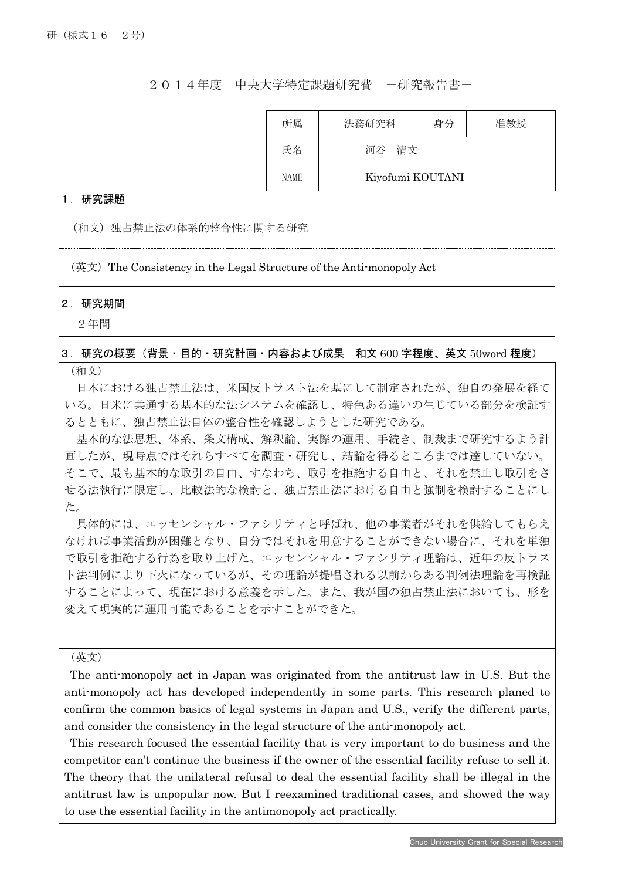研（様式１６－２号）

２０１４年度　中央大学特定課題研究費　－研究報告書－

| 所属 | 法務研究科 | 身分 | 准教授 |
| --- | --- | --- | --- |
| 氏名 | 河谷　清文 | | |
| NAME | Kiyofumi KOUTANI | | |

## １．研究課題

（和文）独占禁止法の体系的整合性に関する研究

（英文）The Consistency in the Legal Structure of the Anti-monopoly Act

## ２．研究期間

２年間

## ３．研究の概要（背景・目的・研究計画・内容および成果　和文 600 字程度、英文 50word 程度）

（和文）

日本における独占禁止法は、米国反トラスト法を基にして制定されたが、独自の発展を経ている。日米に共通する基本的な法システムを確認し、特色ある違いの生じている部分を検証するとともに、独占禁止法自体の整合性を確認しようとした研究である。

基本的な法思想、体系、条文構成、解釈論、実際の運用、手続き、制裁まで研究するよう計画したが、現時点ではそれらすべてを調査・研究し、結論を得るところまでは達していない。そこで、最も基本的な取引の自由、すなわち、取引を拒絶する自由と、それを禁止し取引をさせる法執行に限定し、比較法的な検討と、独占禁止法における自由と強制を検討することにした。

具体的には、エッセンシャル・ファシリティと呼ばれ、他の事業者がそれを供給してもらえなければ事業活動が困難となり、自分ではそれを用意することができない場合に、それを単独で取引を拒絶する行為を取り上げた。エッセンシャル・ファシリティ理論は、近年の反トラスト法判例により下火になっているが、その理論が提唱される以前からある判例法理論を再検証することによって、現在における意義を示した。また、我が国の独占禁止法においても、形を変えて現実的に運用可能であることを示すことができた。

（英文）

The anti-monopoly act in Japan was originated from the antitrust law in U.S. But the anti-monopoly act has developed independently in some parts. This research planed to confirm the common basics of legal systems in Japan and U.S., verify the different parts, and consider the consistency in the legal structure of the anti-monopoly act.

This research focused the essential facility that is very important to do business and the competitor can't continue the business if the owner of the essential facility refuse to sell it. The theory that the unilateral refusal to deal the essential facility shall be illegal in the antitrust law is unpopular now. But I reexamined traditional cases, and showed the way to use the essential facility in the antimonopoly act practically.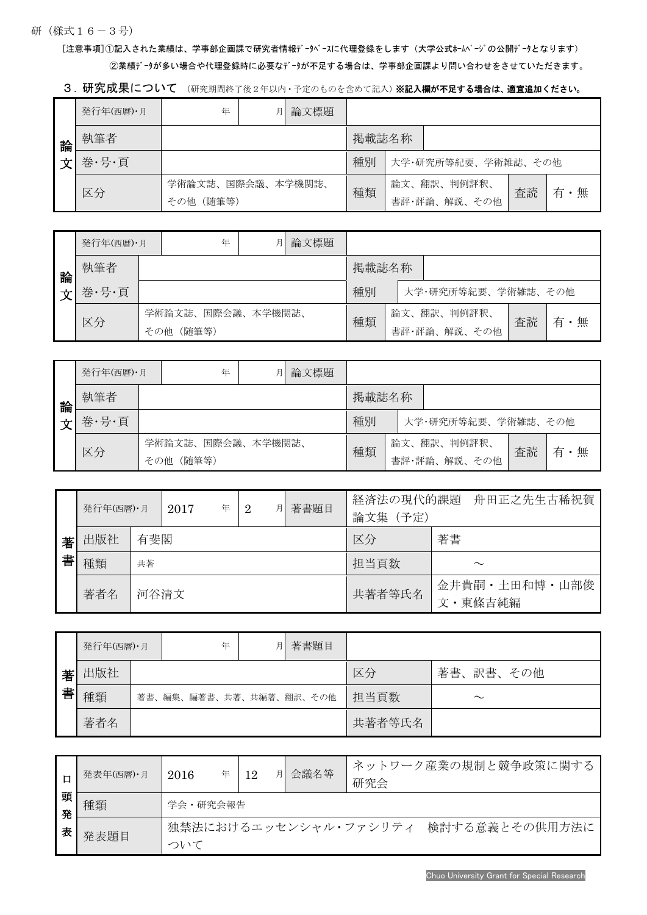研（様式１６－３号）

［注意事項］①記入された業績は、学事部企画課で研究者情報ﾃﾞｰﾀﾍﾞｰｽに代理登録をします（大学公式ﾎｰﾑﾍﾟｰｼﾞの公開ﾃﾞｰﾀとなります）

②業績ﾃﾞｰﾀが多い場合や代理登録時に必要なﾃﾞｰﾀが不足する場合は、学事部企画課より問い合わせをさせていただきます。

３．研究成果について　（研究期間終了後２年以内・予定のものを含めて記入）**※記入欄が不足する場合は、適宜追加ください。**

| | | | | | | | |
|---|---|---|---|---|---|---|---|
| 論文 | 発行年(西暦)・月 | 年 | 月 | 論文標題 | | | |
| | 執筆者 | | | 掲載誌名称 | | | |
| | 巻・号・頁 | | | 種別 | 大学・研究所等紀要、学術雑誌、その他 | | |
| | 区分 | 学術論文誌、国際会議、本学機関誌、その他（随筆等） | | 種類 | 論文、翻訳、判例評釈、書評・評論、解説、その他 | 査読 | 有・無 |

| | | | | | | | |
|---|---|---|---|---|---|---|---|
| 論文 | 発行年(西暦)・月 | 年 | 月 | 論文標題 | | | |
| | 執筆者 | | | 掲載誌名称 | | | |
| | 巻・号・頁 | | | 種別 | 大学・研究所等紀要、学術雑誌、その他 | | |
| | 区分 | 学術論文誌、国際会議、本学機関誌、その他（随筆等） | | 種類 | 論文、翻訳、判例評釈、書評・評論、解説、その他 | 査読 | 有・無 |

| | | | | | | | |
|---|---|---|---|---|---|---|---|
| 論文 | 発行年(西暦)・月 | 年 | 月 | 論文標題 | | | |
| | 執筆者 | | | 掲載誌名称 | | | |
| | 巻・号・頁 | | | 種別 | 大学・研究所等紀要、学術雑誌、その他 | | |
| | 区分 | 学術論文誌、国際会議、本学機関誌、その他（随筆等） | | 種類 | 論文、翻訳、判例評釈、書評・評論、解説、その他 | 査読 | 有・無 |

| | | | | | |
|---|---|---|---|---|---|
| 著書 | 発行年(西暦)・月 | 2017 年 | 2 月 | 著書題目 | 経済法の現代的課題　舟田正之先生古稀祝賀論文集（予定） |
| | 出版社 | 有斐閣 | | 区分 | 著書 |
| | 種類 | 共著 | | 担当頁数 | ～ |
| | 著者名 | 河谷清文 | | 共著者等氏名 | 金井貴嗣・土田和博・山部俊文・東條吉純編 |

| | | | | | |
|---|---|---|---|---|---|
| 著書 | 発行年(西暦)・月 | 年 | 月 | 著書題目 | |
| | 出版社 | | | 区分 | 著書、訳書、その他 |
| | 種類 | 著書、編集、編著書、共著、共編著、翻訳、その他 | | 担当頁数 | ～ |
| | 著者名 | | | 共著者等氏名 | |

| | | | | | |
|---|---|---|---|---|---|
| 口頭発表 | 発表年(西暦)・月 | 2016 年 | 12 月 | 会議名等 | ネットワーク産業の規制と競争政策に関する研究会 |
| | 種類 | 学会・研究会報告 | | | |
| | 発表題目 | 独禁法におけるエッセンシャル・ファシリティ　検討する意義とその供用方法について | | | |

Chuo University Grant for Special Research